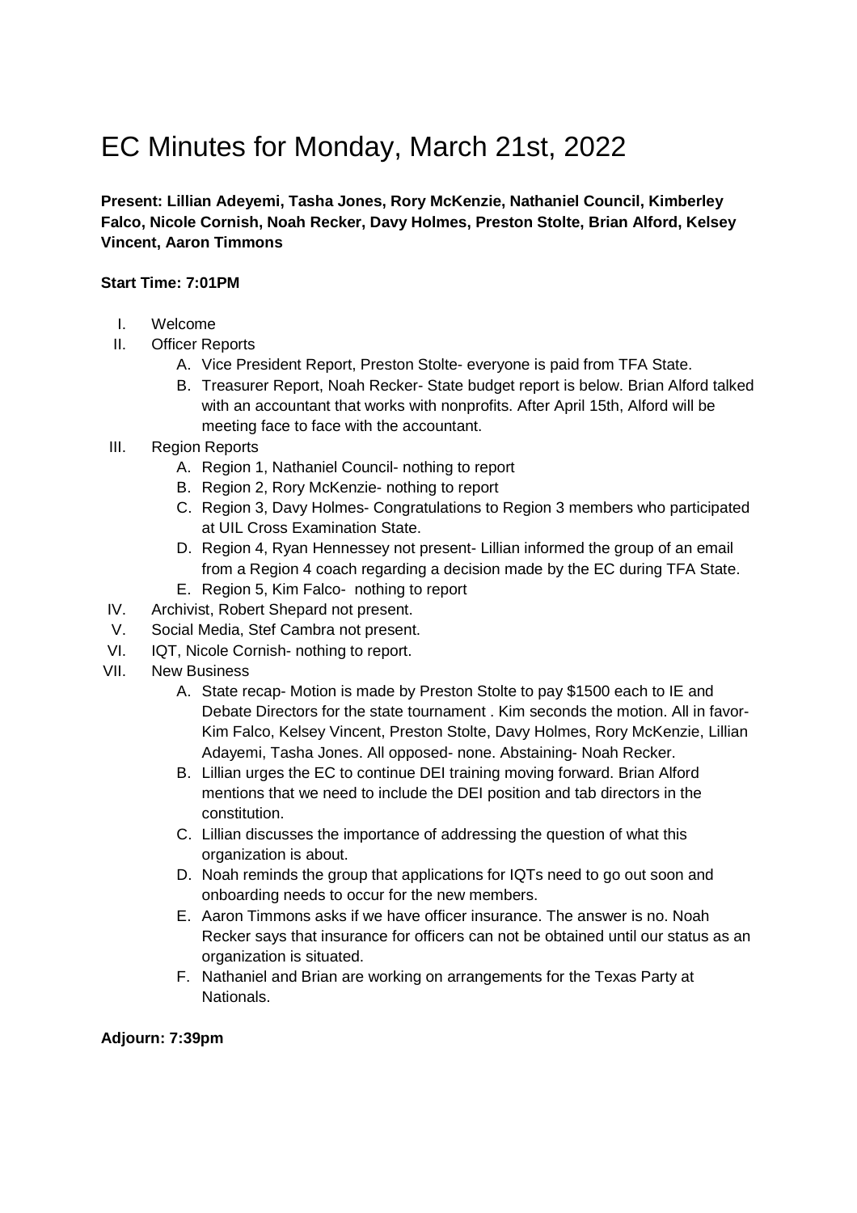# EC Minutes for Monday, March 21st, 2022

**Present: Lillian Adeyemi, Tasha Jones, Rory McKenzie, Nathaniel Council, Kimberley Falco, Nicole Cornish, Noah Recker, Davy Holmes, Preston Stolte, Brian Alford, Kelsey Vincent, Aaron Timmons**

**Start Time: 7:01PM**

I. Welcome
II. Officer Reports
   A. Vice President Report, Preston Stolte- everyone is paid from TFA State.
   B. Treasurer Report, Noah Recker- State budget report is below. Brian Alford talked with an accountant that works with nonprofits. After April 15th, Alford will be meeting face to face with the accountant.
III. Region Reports
   A. Region 1, Nathaniel Council- nothing to report
   B. Region 2, Rory McKenzie- nothing to report
   C. Region 3, Davy Holmes- Congratulations to Region 3 members who participated at UIL Cross Examination State.
   D. Region 4, Ryan Hennessey not present- Lillian informed the group of an email from a Region 4 coach regarding a decision made by the EC during TFA State.
   E. Region 5, Kim Falco- nothing to report
IV. Archivist, Robert Shepard not present.
V. Social Media, Stef Cambra not present.
VI. IQT, Nicole Cornish- nothing to report.
VII. New Business
   A. State recap- Motion is made by Preston Stolte to pay $1500 each to IE and Debate Directors for the state tournament . Kim seconds the motion. All in favor- Kim Falco, Kelsey Vincent, Preston Stolte, Davy Holmes, Rory McKenzie, Lillian Adayemi, Tasha Jones. All opposed- none. Abstaining- Noah Recker.
   B. Lillian urges the EC to continue DEI training moving forward. Brian Alford mentions that we need to include the DEI position and tab directors in the constitution.
   C. Lillian discusses the importance of addressing the question of what this organization is about.
   D. Noah reminds the group that applications for IQTs need to go out soon and onboarding needs to occur for the new members.
   E. Aaron Timmons asks if we have officer insurance. The answer is no. Noah Recker says that insurance for officers can not be obtained until our status as an organization is situated.
   F. Nathaniel and Brian are working on arrangements for the Texas Party at Nationals.

**Adjourn: 7:39pm**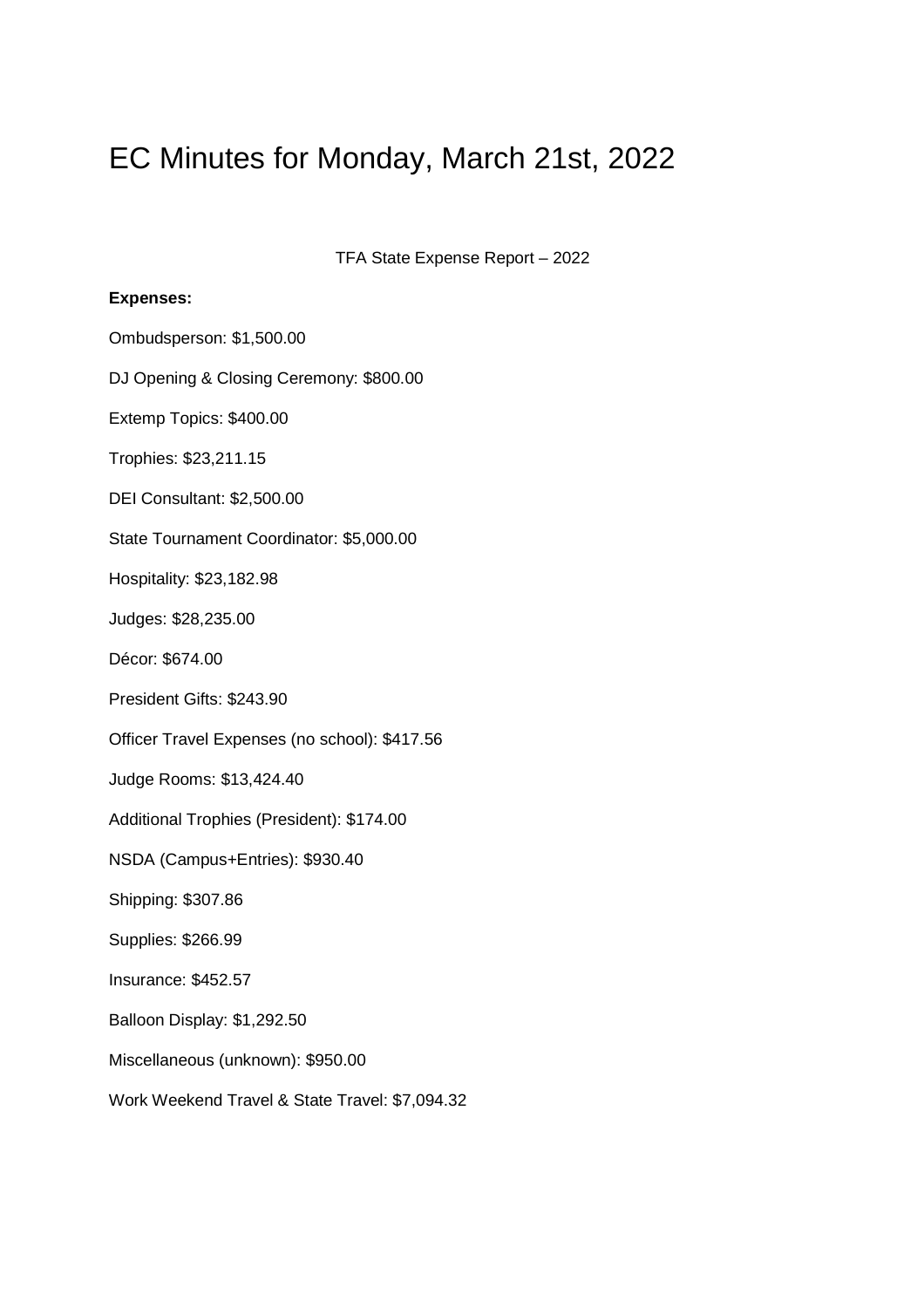# EC Minutes for Monday, March 21st, 2022

TFA State Expense Report – 2022

**Expenses:**

Ombudsperson: $1,500.00

DJ Opening & Closing Ceremony: $800.00

Extemp Topics: $400.00

Trophies: $23,211.15

DEI Consultant: $2,500.00

State Tournament Coordinator: $5,000.00

Hospitality: $23,182.98

Judges: $28,235.00

Décor: $674.00

President Gifts: $243.90

Officer Travel Expenses (no school): $417.56

Judge Rooms: $13,424.40

Additional Trophies (President): $174.00

NSDA (Campus+Entries): $930.40

Shipping: $307.86

Supplies: $266.99

Insurance: $452.57

Balloon Display: $1,292.50

Miscellaneous (unknown): $950.00

Work Weekend Travel & State Travel: $7,094.32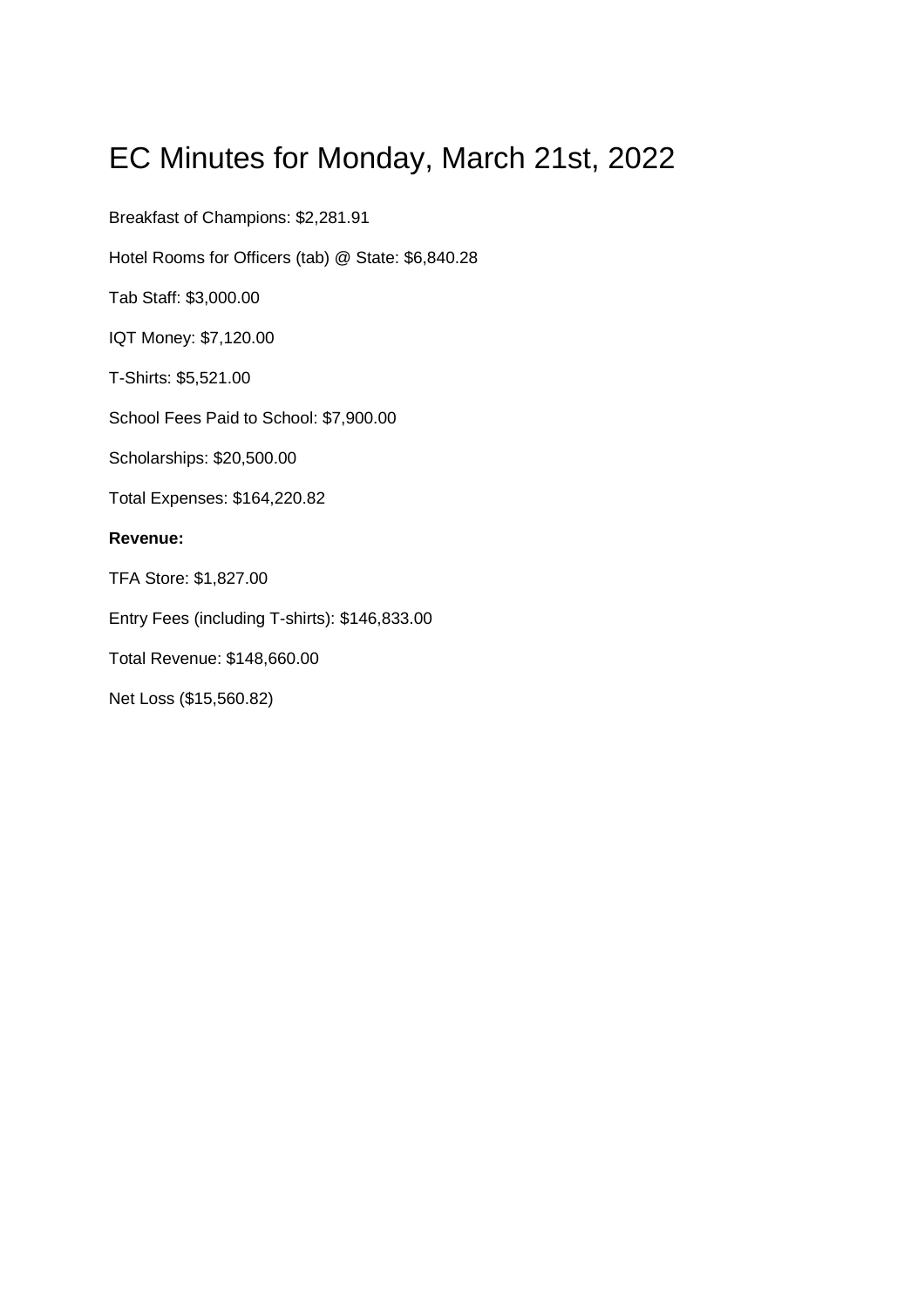# EC Minutes for Monday, March 21st, 2022

Breakfast of Champions: $2,281.91

Hotel Rooms for Officers (tab) @ State: $6,840.28

Tab Staff: $3,000.00

IQT Money: $7,120.00

T-Shirts: $5,521.00

School Fees Paid to School: $7,900.00

Scholarships: $20,500.00

Total Expenses: $164,220.82

**Revenue:**

TFA Store: $1,827.00

Entry Fees (including T-shirts): $146,833.00

Total Revenue: $148,660.00

Net Loss ($15,560.82)